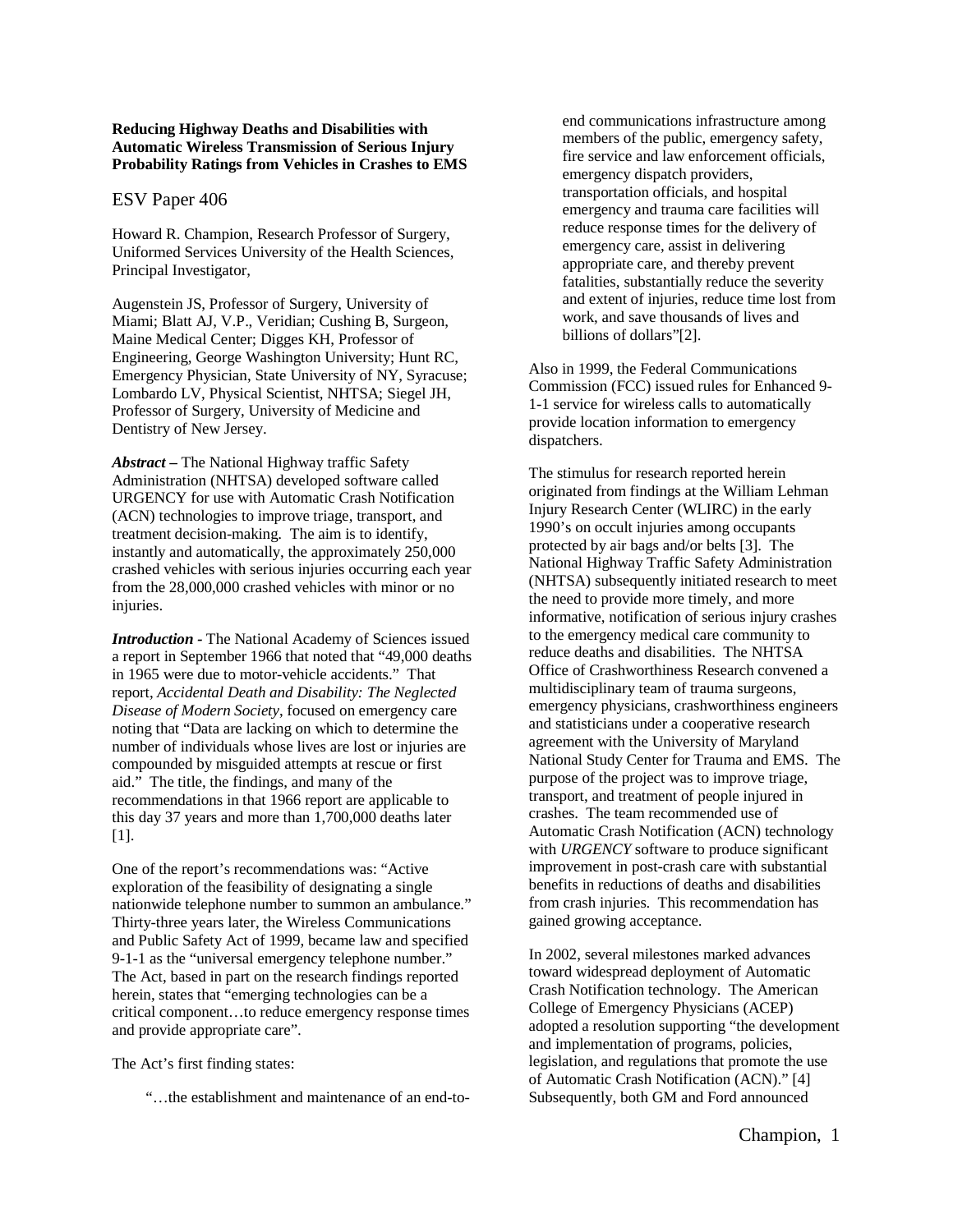**Reducing Highway Deaths and Disabilities with Automatic Wireless Transmission of Serious Injury Probability Ratings from Vehicles in Crashes to EMS**

ESV Paper 406

Howard R. Champion, Research Professor of Surgery, Uniformed Services University of the Health Sciences, Principal Investigator,

Augenstein JS, Professor of Surgery, University of Miami; Blatt AJ, V.P., Veridian; Cushing B, Surgeon, Maine Medical Center; Digges KH, Professor of Engineering, George Washington University; Hunt RC, Emergency Physician, State University of NY, Syracuse; Lombardo LV, Physical Scientist, NHTSA; Siegel JH, Professor of Surgery, University of Medicine and Dentistry of New Jersey.

***Abstract –*** The National Highway traffic Safety Administration (NHTSA) developed software called URGENCY for use with Automatic Crash Notification (ACN) technologies to improve triage, transport, and treatment decision-making. The aim is to identify, instantly and automatically, the approximately 250,000 crashed vehicles with serious injuries occurring each year from the 28,000,000 crashed vehicles with minor or no injuries.

***Introduction -*** The National Academy of Sciences issued a report in September 1966 that noted that "49,000 deaths in 1965 were due to motor-vehicle accidents." That report, *Accidental Death and Disability: The Neglected Disease of Modern Society*, focused on emergency care noting that "Data are lacking on which to determine the number of individuals whose lives are lost or injuries are compounded by misguided attempts at rescue or first aid." The title, the findings, and many of the recommendations in that 1966 report are applicable to this day 37 years and more than 1,700,000 deaths later [1].

One of the report's recommendations was: "Active exploration of the feasibility of designating a single nationwide telephone number to summon an ambulance." Thirty-three years later, the Wireless Communications and Public Safety Act of 1999, became law and specified 9-1-1 as the "universal emergency telephone number." The Act, based in part on the research findings reported herein, states that "emerging technologies can be a critical component…to reduce emergency response times and provide appropriate care".

The Act's first finding states:

> "…the establishment and maintenance of an end-to-end communications infrastructure among members of the public, emergency safety, fire service and law enforcement officials, emergency dispatch providers, transportation officials, and hospital emergency and trauma care facilities will reduce response times for the delivery of emergency care, assist in delivering appropriate care, and thereby prevent fatalities, substantially reduce the severity and extent of injuries, reduce time lost from work, and save thousands of lives and billions of dollars"[2].

Also in 1999, the Federal Communications Commission (FCC) issued rules for Enhanced 9-1-1 service for wireless calls to automatically provide location information to emergency dispatchers.

The stimulus for research reported herein originated from findings at the William Lehman Injury Research Center (WLIRC) in the early 1990's on occult injuries among occupants protected by air bags and/or belts [3]. The National Highway Traffic Safety Administration (NHTSA) subsequently initiated research to meet the need to provide more timely, and more informative, notification of serious injury crashes to the emergency medical care community to reduce deaths and disabilities. The NHTSA Office of Crashworthiness Research convened a multidisciplinary team of trauma surgeons, emergency physicians, crashworthiness engineers and statisticians under a cooperative research agreement with the University of Maryland National Study Center for Trauma and EMS. The purpose of the project was to improve triage, transport, and treatment of people injured in crashes. The team recommended use of Automatic Crash Notification (ACN) technology with *URGENCY* software to produce significant improvement in post-crash care with substantial benefits in reductions of deaths and disabilities from crash injuries. This recommendation has gained growing acceptance.

In 2002, several milestones marked advances toward widespread deployment of Automatic Crash Notification technology. The American College of Emergency Physicians (ACEP) adopted a resolution supporting "the development and implementation of programs, policies, legislation, and regulations that promote the use of Automatic Crash Notification (ACN)." [4] Subsequently, both GM and Ford announced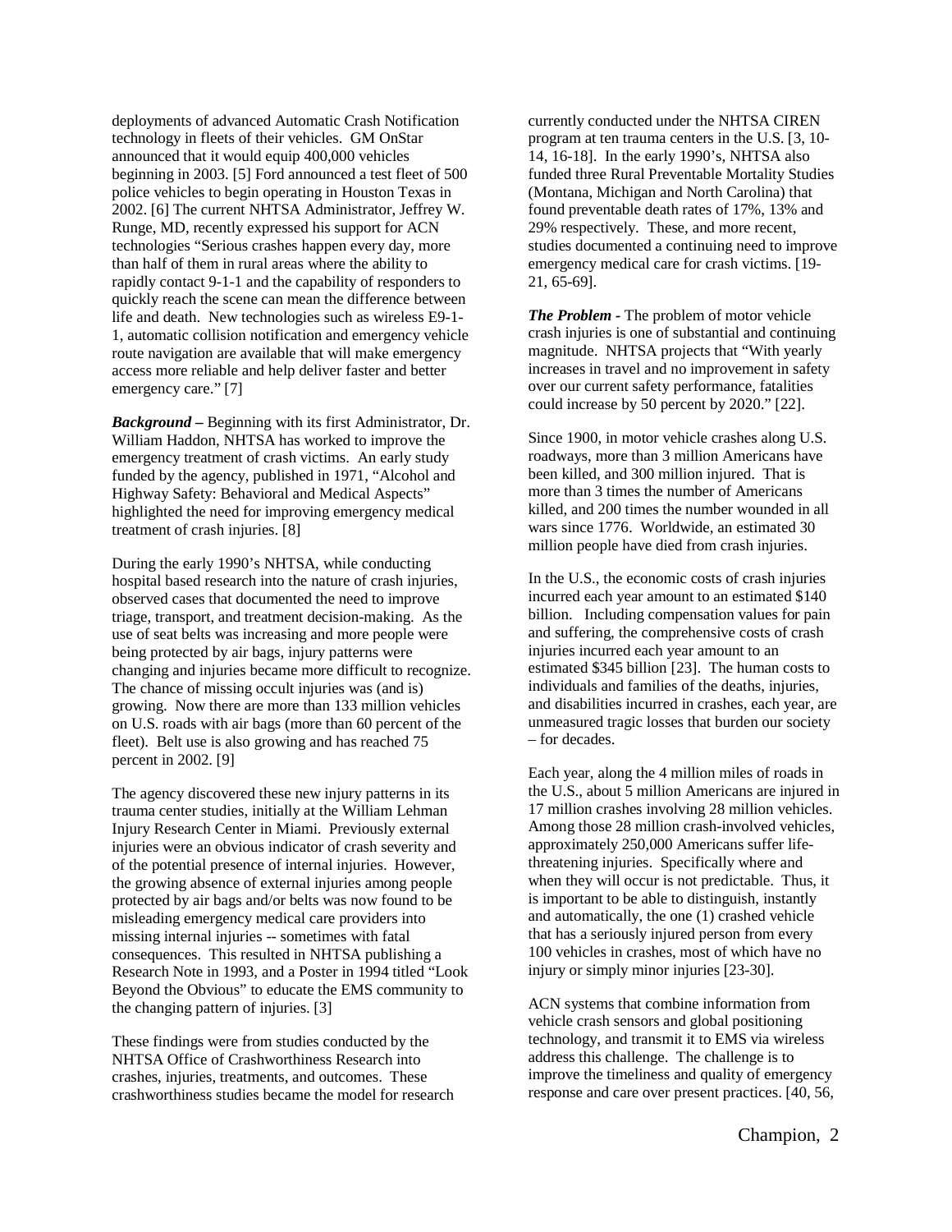deployments of advanced Automatic Crash Notification technology in fleets of their vehicles. GM OnStar announced that it would equip 400,000 vehicles beginning in 2003. [5] Ford announced a test fleet of 500 police vehicles to begin operating in Houston Texas in 2002. [6] The current NHTSA Administrator, Jeffrey W. Runge, MD, recently expressed his support for ACN technologies "Serious crashes happen every day, more than half of them in rural areas where the ability to rapidly contact 9-1-1 and the capability of responders to quickly reach the scene can mean the difference between life and death. New technologies such as wireless E9-1-1, automatic collision notification and emergency vehicle route navigation are available that will make emergency access more reliable and help deliver faster and better emergency care." [7]

***Background –*** Beginning with its first Administrator, Dr. William Haddon, NHTSA has worked to improve the emergency treatment of crash victims. An early study funded by the agency, published in 1971, "Alcohol and Highway Safety: Behavioral and Medical Aspects" highlighted the need for improving emergency medical treatment of crash injuries. [8]

During the early 1990's NHTSA, while conducting hospital based research into the nature of crash injuries, observed cases that documented the need to improve triage, transport, and treatment decision-making. As the use of seat belts was increasing and more people were being protected by air bags, injury patterns were changing and injuries became more difficult to recognize. The chance of missing occult injuries was (and is) growing. Now there are more than 133 million vehicles on U.S. roads with air bags (more than 60 percent of the fleet). Belt use is also growing and has reached 75 percent in 2002. [9]

The agency discovered these new injury patterns in its trauma center studies, initially at the William Lehman Injury Research Center in Miami. Previously external injuries were an obvious indicator of crash severity and of the potential presence of internal injuries. However, the growing absence of external injuries among people protected by air bags and/or belts was now found to be misleading emergency medical care providers into missing internal injuries -- sometimes with fatal consequences. This resulted in NHTSA publishing a Research Note in 1993, and a Poster in 1994 titled "Look Beyond the Obvious" to educate the EMS community to the changing pattern of injuries. [3]

These findings were from studies conducted by the NHTSA Office of Crashworthiness Research into crashes, injuries, treatments, and outcomes. These crashworthiness studies became the model for research currently conducted under the NHTSA CIREN program at ten trauma centers in the U.S. [3, 10-14, 16-18]. In the early 1990's, NHTSA also funded three Rural Preventable Mortality Studies (Montana, Michigan and North Carolina) that found preventable death rates of 17%, 13% and 29% respectively. These, and more recent, studies documented a continuing need to improve emergency medical care for crash victims. [19-21, 65-69].

***The Problem*** - The problem of motor vehicle crash injuries is one of substantial and continuing magnitude. NHTSA projects that "With yearly increases in travel and no improvement in safety over our current safety performance, fatalities could increase by 50 percent by 2020." [22].

Since 1900, in motor vehicle crashes along U.S. roadways, more than 3 million Americans have been killed, and 300 million injured. That is more than 3 times the number of Americans killed, and 200 times the number wounded in all wars since 1776. Worldwide, an estimated 30 million people have died from crash injuries.

In the U.S., the economic costs of crash injuries incurred each year amount to an estimated $140 billion. Including compensation values for pain and suffering, the comprehensive costs of crash injuries incurred each year amount to an estimated $345 billion [23]. The human costs to individuals and families of the deaths, injuries, and disabilities incurred in crashes, each year, are unmeasured tragic losses that burden our society – for decades.

Each year, along the 4 million miles of roads in the U.S., about 5 million Americans are injured in 17 million crashes involving 28 million vehicles. Among those 28 million crash-involved vehicles, approximately 250,000 Americans suffer life-threatening injuries. Specifically where and when they will occur is not predictable. Thus, it is important to be able to distinguish, instantly and automatically, the one (1) crashed vehicle that has a seriously injured person from every 100 vehicles in crashes, most of which have no injury or simply minor injuries [23-30].

ACN systems that combine information from vehicle crash sensors and global positioning technology, and transmit it to EMS via wireless address this challenge. The challenge is to improve the timeliness and quality of emergency response and care over present practices. [40, 56,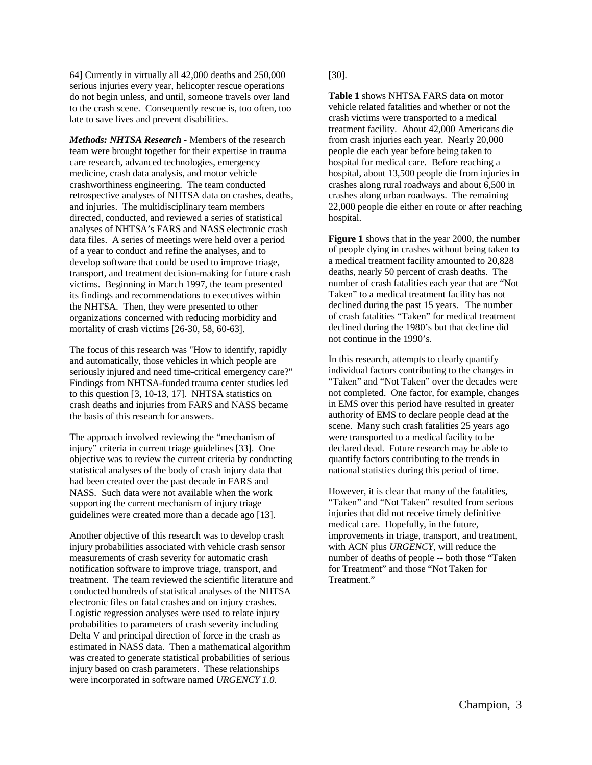64] Currently in virtually all 42,000 deaths and 250,000 serious injuries every year, helicopter rescue operations do not begin unless, and until, someone travels over land to the crash scene. Consequently rescue is, too often, too late to save lives and prevent disabilities.

***Methods: NHTSA Research*** - Members of the research team were brought together for their expertise in trauma care research, advanced technologies, emergency medicine, crash data analysis, and motor vehicle crashworthiness engineering. The team conducted retrospective analyses of NHTSA data on crashes, deaths, and injuries. The multidisciplinary team members directed, conducted, and reviewed a series of statistical analyses of NHTSA's FARS and NASS electronic crash data files. A series of meetings were held over a period of a year to conduct and refine the analyses, and to develop software that could be used to improve triage, transport, and treatment decision-making for future crash victims. Beginning in March 1997, the team presented its findings and recommendations to executives within the NHTSA. Then, they were presented to other organizations concerned with reducing morbidity and mortality of crash victims [26-30, 58, 60-63].

The focus of this research was "How to identify, rapidly and automatically, those vehicles in which people are seriously injured and need time-critical emergency care?" Findings from NHTSA-funded trauma center studies led to this question [3, 10-13, 17]. NHTSA statistics on crash deaths and injuries from FARS and NASS became the basis of this research for answers.

The approach involved reviewing the "mechanism of injury" criteria in current triage guidelines [33]. One objective was to review the current criteria by conducting statistical analyses of the body of crash injury data that had been created over the past decade in FARS and NASS. Such data were not available when the work supporting the current mechanism of injury triage guidelines were created more than a decade ago [13].

Another objective of this research was to develop crash injury probabilities associated with vehicle crash sensor measurements of crash severity for automatic crash notification software to improve triage, transport, and treatment. The team reviewed the scientific literature and conducted hundreds of statistical analyses of the NHTSA electronic files on fatal crashes and on injury crashes. Logistic regression analyses were used to relate injury probabilities to parameters of crash severity including Delta V and principal direction of force in the crash as estimated in NASS data. Then a mathematical algorithm was created to generate statistical probabilities of serious injury based on crash parameters. These relationships were incorporated in software named *URGENCY 1.0.* [30].

**Table 1** shows NHTSA FARS data on motor vehicle related fatalities and whether or not the crash victims were transported to a medical treatment facility. About 42,000 Americans die from crash injuries each year. Nearly 20,000 people die each year before being taken to hospital for medical care. Before reaching a hospital, about 13,500 people die from injuries in crashes along rural roadways and about 6,500 in crashes along urban roadways. The remaining 22,000 people die either en route or after reaching hospital.

**Figure 1** shows that in the year 2000, the number of people dying in crashes without being taken to a medical treatment facility amounted to 20,828 deaths, nearly 50 percent of crash deaths. The number of crash fatalities each year that are "Not Taken" to a medical treatment facility has not declined during the past 15 years. The number of crash fatalities "Taken" for medical treatment declined during the 1980's but that decline did not continue in the 1990's.

In this research, attempts to clearly quantify individual factors contributing to the changes in "Taken" and "Not Taken" over the decades were not completed. One factor, for example, changes in EMS over this period have resulted in greater authority of EMS to declare people dead at the scene. Many such crash fatalities 25 years ago were transported to a medical facility to be declared dead. Future research may be able to quantify factors contributing to the trends in national statistics during this period of time.

However, it is clear that many of the fatalities, "Taken" and "Not Taken" resulted from serious injuries that did not receive timely definitive medical care. Hopefully, in the future, improvements in triage, transport, and treatment, with ACN plus *URGENCY*, will reduce the number of deaths of people -- both those "Taken for Treatment" and those "Not Taken for Treatment."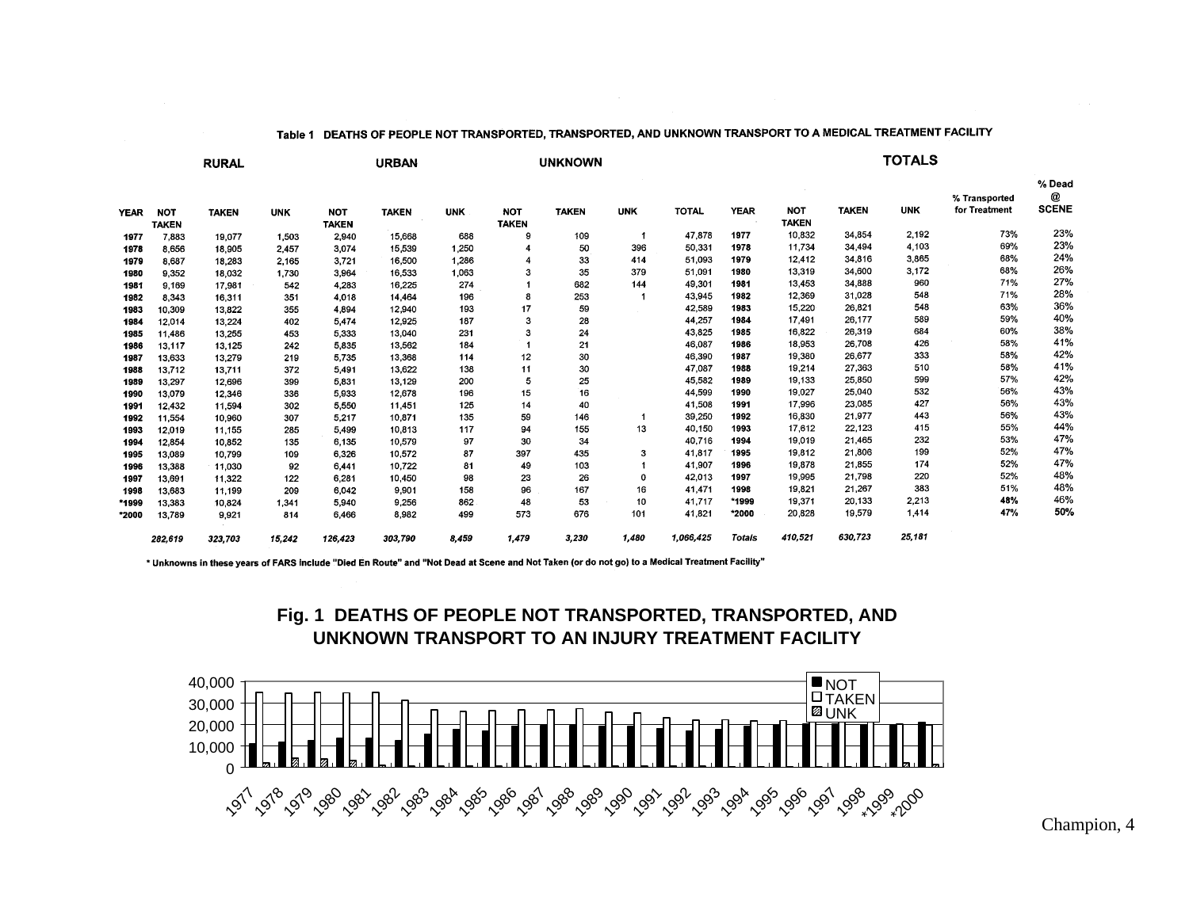Table 1 DEATHS OF PEOPLE NOT TRANSPORTED, TRANSPORTED, AND UNKNOWN TRANSPORT TO A MEDICAL TREATMENT FACILITY

| | RURAL | | | URBAN | | | UNKNOWN | | | | TOTALS | | | | | |
|---|---|---|---|---|---|---|---|---|---|---|---|---|---|---|---|---|
| YEAR | NOT TAKEN | TAKEN | UNK | NOT TAKEN | TAKEN | UNK | NOT TAKEN | TAKEN | UNK | TOTAL | YEAR | NOT TAKEN | TAKEN | UNK | % Transported for Treatment | % Dead @ SCENE |
| 1977 | 7,883 | 19,077 | 1,503 | 2,940 | 15,668 | 688 | 9 | 109 | 1 | 47,878 | 1977 | 10,832 | 34,854 | 2,192 | 73% | 23% |
| 1978 | 8,656 | 18,905 | 2,457 | 3,074 | 15,539 | 1,250 | 4 | 50 | 396 | 50,331 | 1978 | 11,734 | 34,494 | 4,103 | 69% | 23% |
| 1979 | 8,687 | 18,283 | 2,165 | 3,721 | 16,500 | 1,286 | 4 | 33 | 414 | 51,093 | 1979 | 12,412 | 34,816 | 3,865 | 68% | 24% |
| 1980 | 9,352 | 18,032 | 1,730 | 3,964 | 16,533 | 1,063 | 3 | 35 | 379 | 51,091 | 1980 | 13,319 | 34,600 | 3,172 | 68% | 26% |
| 1981 | 9,169 | 17,981 | 542 | 4,283 | 16,225 | 274 | 1 | 682 | 144 | 49,301 | 1981 | 13,453 | 34,888 | 960 | 71% | 27% |
| 1982 | 8,343 | 16,311 | 351 | 4,018 | 14,464 | 196 | 8 | 253 | 1 | 43,945 | 1982 | 12,369 | 31,028 | 548 | 71% | 28% |
| 1983 | 10,309 | 13,822 | 355 | 4,894 | 12,940 | 193 | 17 | 59 | | 42,589 | 1983 | 15,220 | 26,821 | 548 | 63% | 36% |
| 1984 | 12,014 | 13,224 | 402 | 5,474 | 12,925 | 187 | 3 | 28 | | 44,257 | 1984 | 17,491 | 26,177 | 589 | 59% | 40% |
| 1985 | 11,486 | 13,255 | 453 | 5,333 | 13,040 | 231 | 3 | 24 | | 43,825 | 1985 | 16,822 | 26,319 | 684 | 60% | 38% |
| 1986 | 13,117 | 13,125 | 242 | 5,835 | 13,562 | 184 | 1 | 21 | | 46,087 | 1986 | 18,953 | 26,708 | 426 | 58% | 41% |
| 1987 | 13,633 | 13,279 | 219 | 5,735 | 13,368 | 114 | 12 | 30 | | 46,390 | 1987 | 19,380 | 26,677 | 333 | 58% | 42% |
| 1988 | 13,712 | 13,711 | 372 | 5,491 | 13,622 | 138 | 11 | 30 | | 47,087 | 1988 | 19,214 | 27,363 | 510 | 58% | 41% |
| 1989 | 13,297 | 12,696 | 399 | 5,831 | 13,129 | 200 | 5 | 25 | | 45,582 | 1989 | 19,133 | 25,850 | 599 | 57% | 42% |
| 1990 | 13,079 | 12,346 | 336 | 5,933 | 12,678 | 196 | 15 | 16 | | 44,599 | 1990 | 19,027 | 25,040 | 532 | 56% | 43% |
| 1991 | 12,432 | 11,594 | 302 | 5,550 | 11,451 | 125 | 14 | 40 | | 41,508 | 1991 | 17,996 | 23,085 | 427 | 56% | 43% |
| 1992 | 11,554 | 10,960 | 307 | 5,217 | 10,871 | 135 | 59 | 146 | 1 | 39,250 | 1992 | 16,830 | 21,977 | 443 | 56% | 43% |
| 1993 | 12,019 | 11,155 | 285 | 5,499 | 10,813 | 117 | 94 | 155 | 13 | 40,150 | 1993 | 17,612 | 22,123 | 415 | 55% | 44% |
| 1994 | 12,854 | 10,852 | 135 | 6,135 | 10,579 | 97 | 30 | 34 | | 40,716 | 1994 | 19,019 | 21,465 | 232 | 53% | 47% |
| 1995 | 13,089 | 10,799 | 109 | 6,326 | 10,572 | 87 | 397 | 435 | 3 | 41,817 | 1995 | 19,812 | 21,806 | 199 | 52% | 47% |
| 1996 | 13,388 | 11,030 | 92 | 6,441 | 10,722 | 81 | 49 | 103 | 1 | 41,907 | 1996 | 19,878 | 21,855 | 174 | 52% | 47% |
| 1997 | 13,691 | 11,322 | 122 | 6,281 | 10,450 | 98 | 23 | 26 | 0 | 42,013 | 1997 | 19,995 | 21,798 | 220 | 52% | 48% |
| 1998 | 13,683 | 11,199 | 209 | 6,042 | 9,901 | 158 | 96 | 167 | 16 | 41,471 | 1998 | 19,821 | 21,267 | 383 | 51% | 48% |
| *1999 | 13,383 | 10,824 | 1,341 | 5,940 | 9,256 | 862 | 48 | 53 | 10 | 41,717 | *1999 | 19,371 | 20,133 | 2,213 | **48%** | 46% |
| *2000 | 13,789 | 9,921 | 814 | 6,466 | 8,982 | 499 | 573 | 676 | 101 | 41,821 | *2000 | 20,828 | 19,579 | 1,414 | **47%** | **50%** |
| | *282,619* | *323,703* | *15,242* | *126,423* | *303,790* | *8,459* | *1,479* | *3,230* | *1,480* | *1,066,425* | *Totals* | *410,521* | *630,723* | *25,181* | | |

\* Unknowns in these years of FARS include "Died En Route" and "Not Dead at Scene and Not Taken (or do not go) to a Medical Treatment Facility"

**Fig. 1 DEATHS OF PEOPLE NOT TRANSPORTED, TRANSPORTED, AND UNKNOWN TRANSPORT TO AN INJURY TREATMENT FACILITY**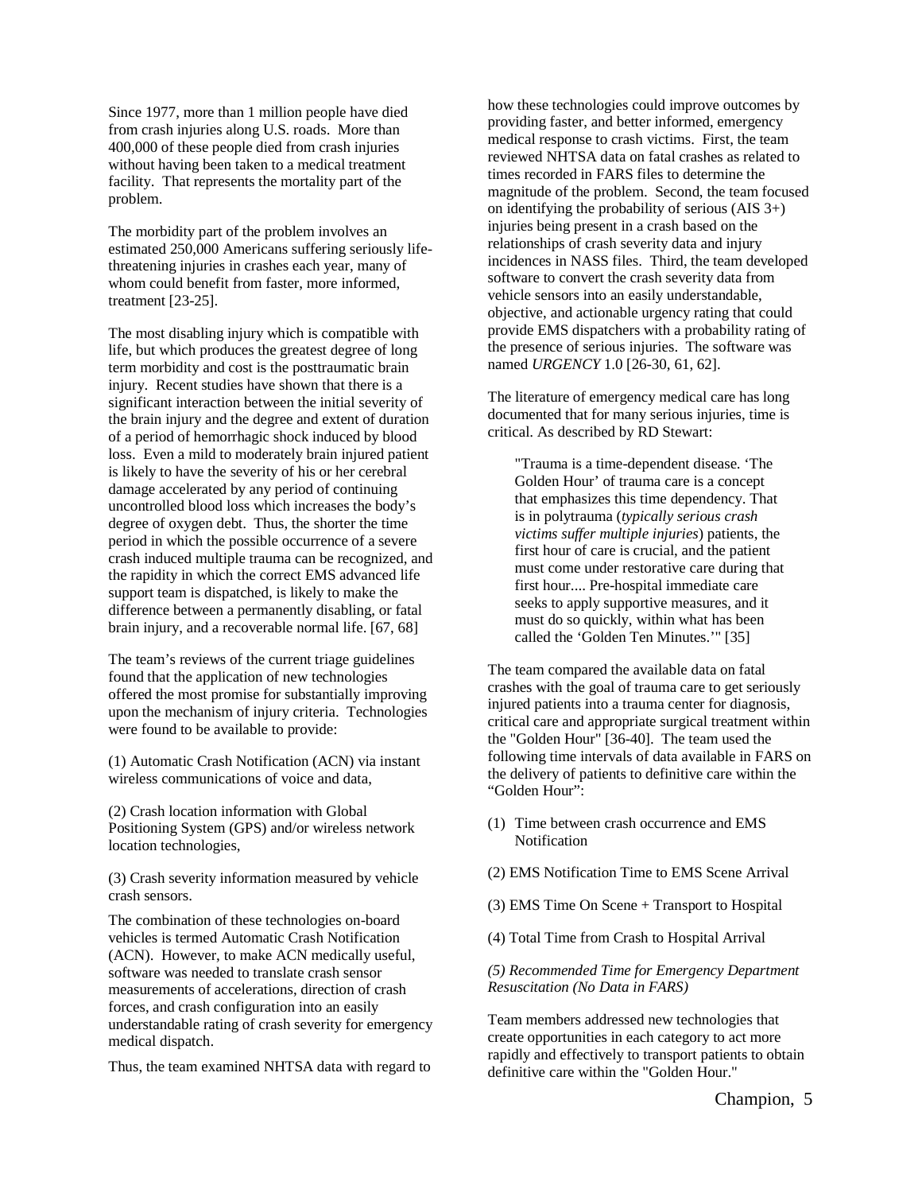Since 1977, more than 1 million people have died from crash injuries along U.S. roads. More than 400,000 of these people died from crash injuries without having been taken to a medical treatment facility. That represents the mortality part of the problem.

The morbidity part of the problem involves an estimated 250,000 Americans suffering seriously life-threatening injuries in crashes each year, many of whom could benefit from faster, more informed, treatment [23-25].

The most disabling injury which is compatible with life, but which produces the greatest degree of long term morbidity and cost is the posttraumatic brain injury. Recent studies have shown that there is a significant interaction between the initial severity of the brain injury and the degree and extent of duration of a period of hemorrhagic shock induced by blood loss. Even a mild to moderately brain injured patient is likely to have the severity of his or her cerebral damage accelerated by any period of continuing uncontrolled blood loss which increases the body's degree of oxygen debt. Thus, the shorter the time period in which the possible occurrence of a severe crash induced multiple trauma can be recognized, and the rapidity in which the correct EMS advanced life support team is dispatched, is likely to make the difference between a permanently disabling, or fatal brain injury, and a recoverable normal life. [67, 68]

The team's reviews of the current triage guidelines found that the application of new technologies offered the most promise for substantially improving upon the mechanism of injury criteria. Technologies were found to be available to provide:

(1) Automatic Crash Notification (ACN) via instant wireless communications of voice and data,

(2) Crash location information with Global Positioning System (GPS) and/or wireless network location technologies,

(3) Crash severity information measured by vehicle crash sensors.

The combination of these technologies on-board vehicles is termed Automatic Crash Notification (ACN). However, to make ACN medically useful, software was needed to translate crash sensor measurements of accelerations, direction of crash forces, and crash configuration into an easily understandable rating of crash severity for emergency medical dispatch.

Thus, the team examined NHTSA data with regard to how these technologies could improve outcomes by providing faster, and better informed, emergency medical response to crash victims. First, the team reviewed NHTSA data on fatal crashes as related to times recorded in FARS files to determine the magnitude of the problem. Second, the team focused on identifying the probability of serious (AIS 3+) injuries being present in a crash based on the relationships of crash severity data and injury incidences in NASS files. Third, the team developed software to convert the crash severity data from vehicle sensors into an easily understandable, objective, and actionable urgency rating that could provide EMS dispatchers with a probability rating of the presence of serious injuries. The software was named *URGENCY* 1.0 [26-30, 61, 62].

The literature of emergency medical care has long documented that for many serious injuries, time is critical. As described by RD Stewart:

> "Trauma is a time-dependent disease. 'The Golden Hour' of trauma care is a concept that emphasizes this time dependency. That is in polytrauma (*typically serious crash victims suffer multiple injuries*) patients, the first hour of care is crucial, and the patient must come under restorative care during that first hour.... Pre-hospital immediate care seeks to apply supportive measures, and it must do so quickly, within what has been called the 'Golden Ten Minutes.'" [35]

The team compared the available data on fatal crashes with the goal of trauma care to get seriously injured patients into a trauma center for diagnosis, critical care and appropriate surgical treatment within the "Golden Hour" [36-40]. The team used the following time intervals of data available in FARS on the delivery of patients to definitive care within the "Golden Hour":

(1) Time between crash occurrence and EMS Notification

(2) EMS Notification Time to EMS Scene Arrival

(3) EMS Time On Scene + Transport to Hospital

(4) Total Time from Crash to Hospital Arrival

*(5) Recommended Time for Emergency Department Resuscitation (No Data in FARS)*

Team members addressed new technologies that create opportunities in each category to act more rapidly and effectively to transport patients to obtain definitive care within the "Golden Hour."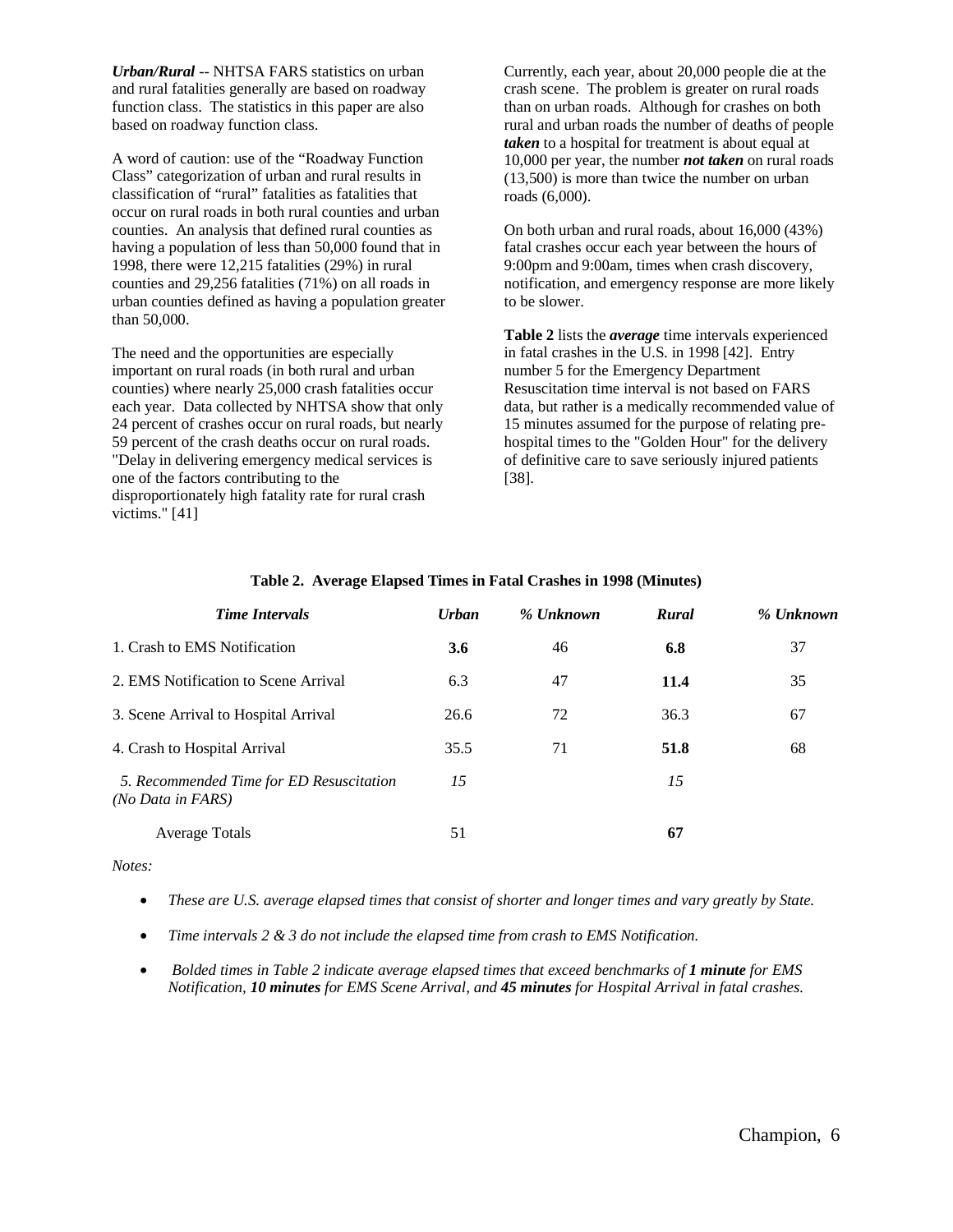***Urban/Rural*** -- NHTSA FARS statistics on urban and rural fatalities generally are based on roadway function class. The statistics in this paper are also based on roadway function class.

A word of caution: use of the "Roadway Function Class" categorization of urban and rural results in classification of "rural" fatalities as fatalities that occur on rural roads in both rural counties and urban counties. An analysis that defined rural counties as having a population of less than 50,000 found that in 1998, there were 12,215 fatalities (29%) in rural counties and 29,256 fatalities (71%) on all roads in urban counties defined as having a population greater than 50,000.

The need and the opportunities are especially important on rural roads (in both rural and urban counties) where nearly 25,000 crash fatalities occur each year. Data collected by NHTSA show that only 24 percent of crashes occur on rural roads, but nearly 59 percent of the crash deaths occur on rural roads. "Delay in delivering emergency medical services is one of the factors contributing to the disproportionately high fatality rate for rural crash victims." [41]

Currently, each year, about 20,000 people die at the crash scene. The problem is greater on rural roads than on urban roads. Although for crashes on both rural and urban roads the number of deaths of people ***taken*** to a hospital for treatment is about equal at 10,000 per year, the number ***not taken*** on rural roads (13,500) is more than twice the number on urban roads (6,000).

On both urban and rural roads, about 16,000 (43%) fatal crashes occur each year between the hours of 9:00pm and 9:00am, times when crash discovery, notification, and emergency response are more likely to be slower.

**Table 2** lists the ***average*** time intervals experienced in fatal crashes in the U.S. in 1998 [42]. Entry number 5 for the Emergency Department Resuscitation time interval is not based on FARS data, but rather is a medically recommended value of 15 minutes assumed for the purpose of relating pre-hospital times to the "Golden Hour" for the delivery of definitive care to save seriously injured patients [38].

**Table 2. Average Elapsed Times in Fatal Crashes in 1998 (Minutes)**

| *Time Intervals* | *Urban* | *% Unknown* | *Rural* | *% Unknown* |
|---|---|---|---|---|
| 1. Crash to EMS Notification | **3.6** | 46 | **6.8** | 37 |
| 2. EMS Notification to Scene Arrival | 6.3 | 47 | **11.4** | 35 |
| 3. Scene Arrival to Hospital Arrival | 26.6 | 72 | 36.3 | 67 |
| 4. Crash to Hospital Arrival | 35.5 | 71 | **51.8** | 68 |
| *5. Recommended Time for ED Resuscitation (No Data in FARS)* | *15* | | *15* | |
| Average Totals | 51 | | **67** | |

*Notes:*

- *These are U.S. average elapsed times that consist of shorter and longer times and vary greatly by State.*
- *Time intervals 2 & 3 do not include the elapsed time from crash to EMS Notification.*
- *Bolded times in Table 2 indicate average elapsed times that exceed benchmarks of **1 minute** for EMS Notification, **10 minutes** for EMS Scene Arrival, and **45 minutes** for Hospital Arrival in fatal crashes.*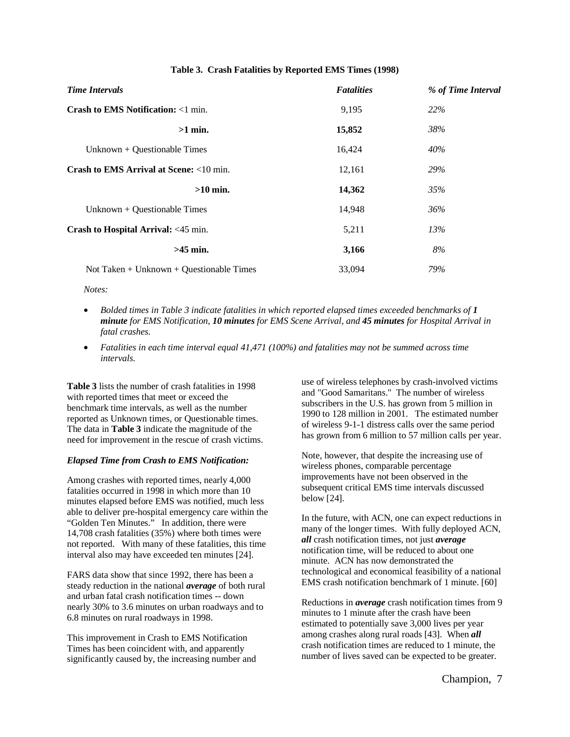**Table 3. Crash Fatalities by Reported EMS Times (1998)**

| *Time Intervals* | *Fatalities* | *% of Time Interval* |
|---|---|---|
| **Crash to EMS Notification:** <1 min. | 9,195 | *22%* |
| **>1 min.** | **15,852** | *38%* |
| Unknown + Questionable Times | 16,424 | *40%* |
| **Crash to EMS Arrival at Scene:** <10 min. | 12,161 | *29%* |
| **>10 min.** | **14,362** | *35%* |
| Unknown + Questionable Times | 14,948 | *36%* |
| **Crash to Hospital Arrival:** <45 min. | 5,211 | *13%* |
| **>45 min.** | **3,166** | *8%* |
| Not Taken + Unknown + Questionable Times | 33,094 | *79%* |

*Notes:*

- *Bolded times in Table 3 indicate fatalities in which reported elapsed times exceeded benchmarks of **1 minute** for EMS Notification, **10 minutes** for EMS Scene Arrival, and **45 minutes** for Hospital Arrival in fatal crashes.*
- *Fatalities in each time interval equal 41,471 (100%) and fatalities may not be summed across time intervals.*

**Table 3** lists the number of crash fatalities in 1998 with reported times that meet or exceed the benchmark time intervals, as well as the number reported as Unknown times, or Questionable times. The data in **Table 3** indicate the magnitude of the need for improvement in the rescue of crash victims.

***Elapsed Time from Crash to EMS Notification:***

Among crashes with reported times, nearly 4,000 fatalities occurred in 1998 in which more than 10 minutes elapsed before EMS was notified, much less able to deliver pre-hospital emergency care within the "Golden Ten Minutes." In addition, there were 14,708 crash fatalities (35%) where both times were not reported. With many of these fatalities, this time interval also may have exceeded ten minutes [24].

FARS data show that since 1992, there has been a steady reduction in the national ***average*** of both rural and urban fatal crash notification times -- down nearly 30% to 3.6 minutes on urban roadways and to 6.8 minutes on rural roadways in 1998.

This improvement in Crash to EMS Notification Times has been coincident with, and apparently significantly caused by, the increasing number and use of wireless telephones by crash-involved victims and "Good Samaritans." The number of wireless subscribers in the U.S. has grown from 5 million in 1990 to 128 million in 2001. The estimated number of wireless 9-1-1 distress calls over the same period has grown from 6 million to 57 million calls per year.

Note, however, that despite the increasing use of wireless phones, comparable percentage improvements have not been observed in the subsequent critical EMS time intervals discussed below [24].

In the future, with ACN, one can expect reductions in many of the longer times. With fully deployed ACN, ***all*** crash notification times, not just ***average*** notification time, will be reduced to about one minute. ACN has now demonstrated the technological and economical feasibility of a national EMS crash notification benchmark of 1 minute. [60]

Reductions in ***average*** crash notification times from 9 minutes to 1 minute after the crash have been estimated to potentially save 3,000 lives per year among crashes along rural roads [43]. When ***all*** crash notification times are reduced to 1 minute, the number of lives saved can be expected to be greater.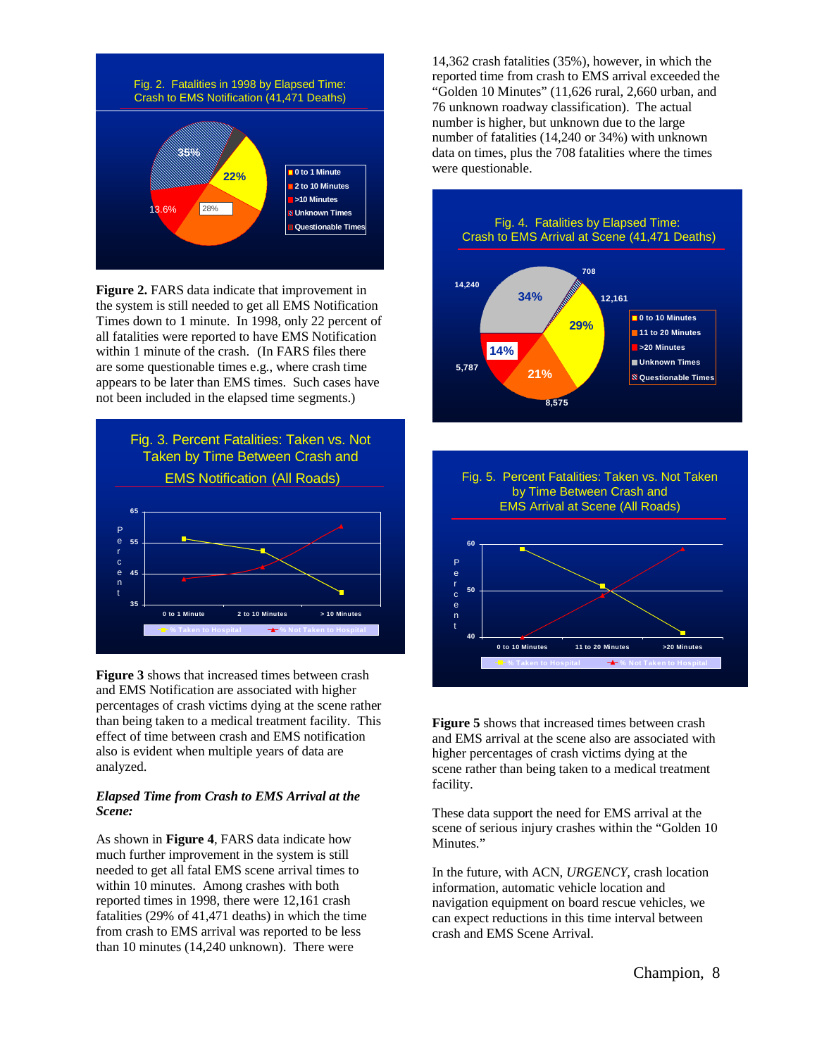Fig. 2. Fatalities in 1998 by Elapsed Time: Crash to EMS Notification (41,471 Deaths)

**Figure 2.** FARS data indicate that improvement in the system is still needed to get all EMS Notification Times down to 1 minute. In 1998, only 22 percent of all fatalities were reported to have EMS Notification within 1 minute of the crash. (In FARS files there are some questionable times e.g., where crash time appears to be later than EMS times. Such cases have not been included in the elapsed time segments.)

Fig. 3. Percent Fatalities: Taken vs. Not Taken by Time Between Crash and EMS Notification (All Roads)

**Figure 3** shows that increased times between crash and EMS Notification are associated with higher percentages of crash victims dying at the scene rather than being taken to a medical treatment facility. This effect of time between crash and EMS notification also is evident when multiple years of data are analyzed.

***Elapsed Time from Crash to EMS Arrival at the Scene:***

As shown in **Figure 4**, FARS data indicate how much further improvement in the system is still needed to get all fatal EMS service arrival times to within 10 minutes. Among crashes with both reported times in 1998, there were 12,161 crash fatalities (29% of 41,471 deaths) in which the time from crash to EMS arrival was reported to be less than 10 minutes (14,240 unknown). There were 14,362 crash fatalities (35%), however, in which the reported time from crash to EMS arrival exceeded the "Golden 10 Minutes" (11,626 rural, 2,660 urban, and 76 unknown roadway classification). The actual number is higher, but unknown due to the large number of fatalities (14,240 or 34%) with unknown data on times, plus the 708 fatalities where the times were questionable.

Fig. 4. Fatalities by Elapsed Time: Crash to EMS Arrival at Scene (41,471 Deaths)

Fig. 5. Percent Fatalities: Taken vs. Not Taken by Time Between Crash and EMS Arrival at Scene (All Roads)

**Figure 5** shows that increased times between crash and EMS arrival at the scene also are associated with higher percentages of crash victims dying at the scene rather than being taken to a medical treatment facility.

These data support the need for EMS arrival at the scene of serious injury crashes within the "Golden 10 Minutes."

In the future, with ACN, *URGENCY*, crash location information, automatic vehicle location and navigation equipment on board rescue vehicles, we can expect reductions in this time interval between crash and EMS Scene Arrival.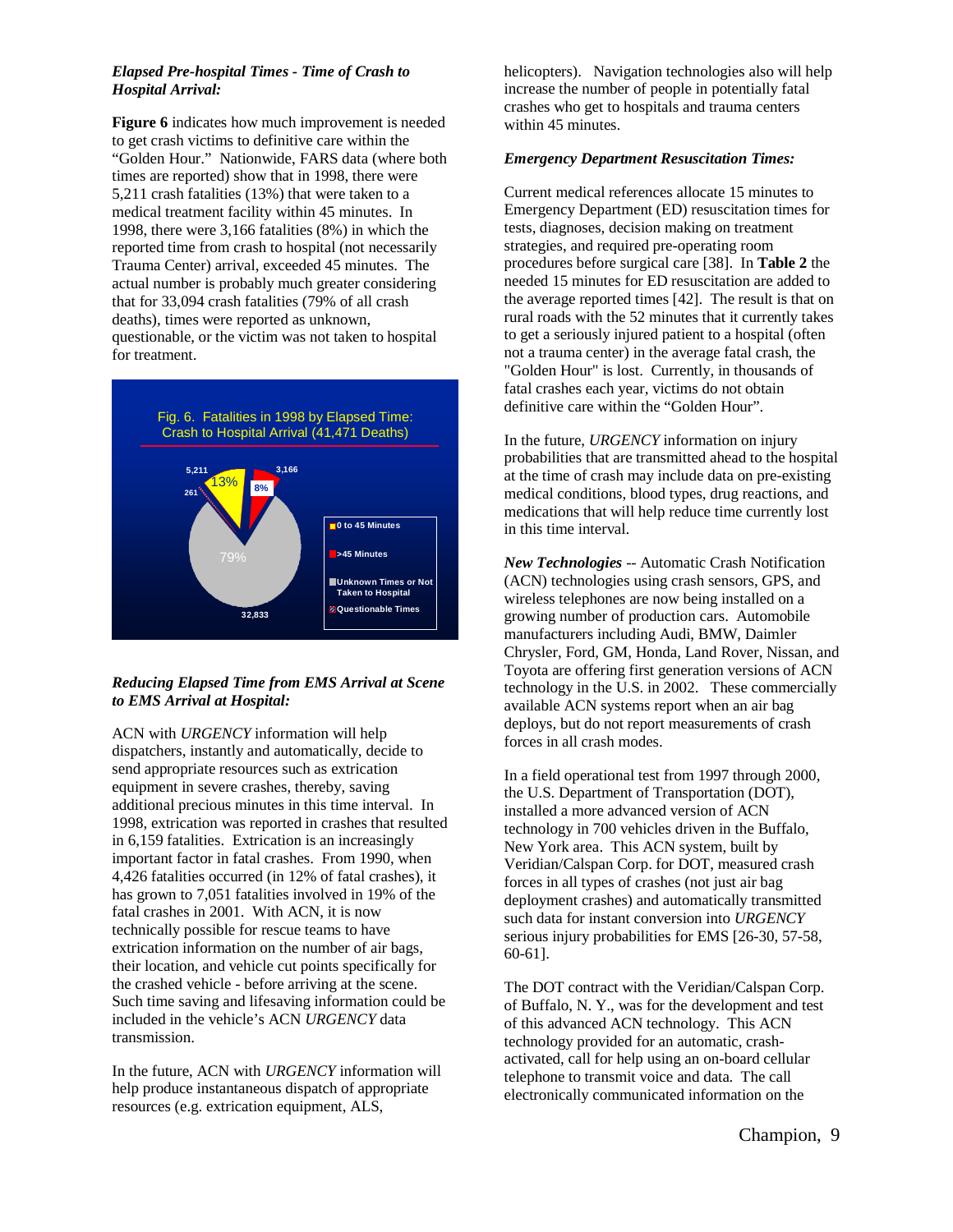***Elapsed Pre-hospital Times - Time of Crash to Hospital Arrival:***

**Figure 6** indicates how much improvement is needed to get crash victims to definitive care within the "Golden Hour." Nationwide, FARS data (where both times are reported) show that in 1998, there were 5,211 crash fatalities (13%) that were taken to a medical treatment facility within 45 minutes. In 1998, there were 3,166 fatalities (8%) in which the reported time from crash to hospital (not necessarily Trauma Center) arrival, exceeded 45 minutes. The actual number is probably much greater considering that for 33,094 crash fatalities (79% of all crash deaths), times were reported as unknown, questionable, or the victim was not taken to hospital for treatment.

Fig. 6. Fatalities in 1998 by Elapsed Time: Crash to Hospital Arrival (41,471 Deaths)

***Reducing Elapsed Time from EMS Arrival at Scene to EMS Arrival at Hospital:***

ACN with *URGENCY* information will help dispatchers, instantly and automatically, decide to send appropriate resources such as extrication equipment in severe crashes, thereby, saving additional precious minutes in this time interval. In 1998, extrication was reported in crashes that resulted in 6,159 fatalities. Extrication is an increasingly important factor in fatal crashes. From 1990, when 4,426 fatalities occurred (in 12% of fatal crashes), it has grown to 7,051 fatalities involved in 19% of the fatal crashes in 2001. With ACN, it is now technically possible for rescue teams to have extrication information on the number of air bags, their location, and vehicle cut points specifically for the crashed vehicle - before arriving at the scene. Such time saving and lifesaving information could be included in the vehicle's ACN *URGENCY* data transmission.

In the future, ACN with *URGENCY* information will help produce instantaneous dispatch of appropriate resources (e.g. extrication equipment, ALS, helicopters). Navigation technologies also will help increase the number of people in potentially fatal crashes who get to hospitals and trauma centers within 45 minutes.

***Emergency Department Resuscitation Times:***

Current medical references allocate 15 minutes to Emergency Department (ED) resuscitation times for tests, diagnoses, decision making on treatment strategies, and required pre-operating room procedures before surgical care [38]. In **Table 2** the needed 15 minutes for ED resuscitation are added to the average reported times [42]. The result is that on rural roads with the 52 minutes that it currently takes to get a seriously injured patient to a hospital (often not a trauma center) in the average fatal crash, the "Golden Hour" is lost. Currently, in thousands of fatal crashes each year, victims do not obtain definitive care within the "Golden Hour".

In the future, *URGENCY* information on injury probabilities that are transmitted ahead to the hospital at the time of crash may include data on pre-existing medical conditions, blood types, drug reactions, and medications that will help reduce time currently lost in this time interval.

***New Technologies*** -- Automatic Crash Notification (ACN) technologies using crash sensors, GPS, and wireless telephones are now being installed on a growing number of production cars. Automobile manufacturers including Audi, BMW, Daimler Chrysler, Ford, GM, Honda, Land Rover, Nissan, and Toyota are offering first generation versions of ACN technology in the U.S. in 2002. These commercially available ACN systems report when an air bag deploys, but do not report measurements of crash forces in all crash modes.

In a field operational test from 1997 through 2000, the U.S. Department of Transportation (DOT), installed a more advanced version of ACN technology in 700 vehicles driven in the Buffalo, New York area. This ACN system, built by Veridian/Calspan Corp. for DOT, measured crash forces in all types of crashes (not just air bag deployment crashes) and automatically transmitted such data for instant conversion into *URGENCY* serious injury probabilities for EMS [26-30, 57-58, 60-61].

The DOT contract with the Veridian/Calspan Corp. of Buffalo, N. Y., was for the development and test of this advanced ACN technology. This ACN technology provided for an automatic, crash-activated, call for help using an on-board cellular telephone to transmit voice and data. The call electronically communicated information on the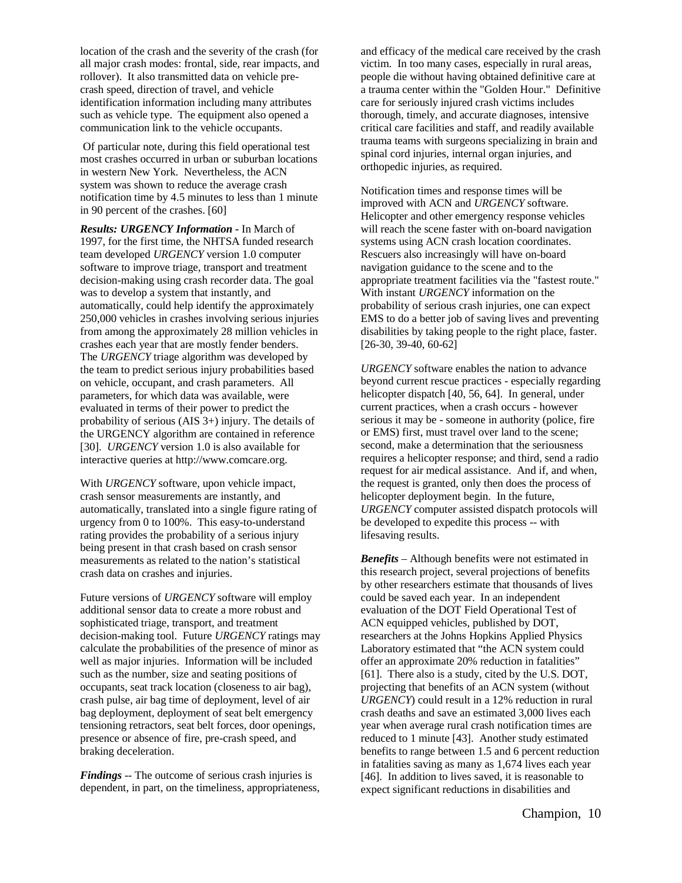location of the crash and the severity of the crash (for all major crash modes: frontal, side, rear impacts, and rollover). It also transmitted data on vehicle pre-crash speed, direction of travel, and vehicle identification information including many attributes such as vehicle type. The equipment also opened a communication link to the vehicle occupants.

Of particular note, during this field operational test most crashes occurred in urban or suburban locations in western New York. Nevertheless, the ACN system was shown to reduce the average crash notification time by 4.5 minutes to less than 1 minute in 90 percent of the crashes. [60]

***Results: URGENCY Information*** - In March of 1997, for the first time, the NHTSA funded research team developed *URGENCY* version 1.0 computer software to improve triage, transport and treatment decision-making using crash recorder data. The goal was to develop a system that instantly, and automatically, could help identify the approximately 250,000 vehicles in crashes involving serious injuries from among the approximately 28 million vehicles in crashes each year that are mostly fender benders. The *URGENCY* triage algorithm was developed by the team to predict serious injury probabilities based on vehicle, occupant, and crash parameters. All parameters, for which data was available, were evaluated in terms of their power to predict the probability of serious (AIS 3+) injury. The details of the URGENCY algorithm are contained in reference [30]. *URGENCY* version 1.0 is also available for interactive queries at http://www.comcare.org.

With *URGENCY* software, upon vehicle impact, crash sensor measurements are instantly, and automatically, translated into a single figure rating of urgency from 0 to 100%. This easy-to-understand rating provides the probability of a serious injury being present in that crash based on crash sensor measurements as related to the nation's statistical crash data on crashes and injuries.

Future versions of *URGENCY* software will employ additional sensor data to create a more robust and sophisticated triage, transport, and treatment decision-making tool. Future *URGENCY* ratings may calculate the probabilities of the presence of minor as well as major injuries. Information will be included such as the number, size and seating positions of occupants, seat track location (closeness to air bag), crash pulse, air bag time of deployment, level of air bag deployment, deployment of seat belt emergency tensioning retractors, seat belt forces, door openings, presence or absence of fire, pre-crash speed, and braking deceleration.

***Findings*** -- The outcome of serious crash injuries is dependent, in part, on the timeliness, appropriateness, and efficacy of the medical care received by the crash victim. In too many cases, especially in rural areas, people die without having obtained definitive care at a trauma center within the "Golden Hour." Definitive care for seriously injured crash victims includes thorough, timely, and accurate diagnoses, intensive critical care facilities and staff, and readily available trauma teams with surgeons specializing in brain and spinal cord injuries, internal organ injuries, and orthopedic injuries, as required.

Notification times and response times will be improved with ACN and *URGENCY* software. Helicopter and other emergency response vehicles will reach the scene faster with on-board navigation systems using ACN crash location coordinates. Rescuers also increasingly will have on-board navigation guidance to the scene and to the appropriate treatment facilities via the "fastest route." With instant *URGENCY* information on the probability of serious crash injuries, one can expect EMS to do a better job of saving lives and preventing disabilities by taking people to the right place, faster. [26-30, 39-40, 60-62]

*URGENCY* software enables the nation to advance beyond current rescue practices - especially regarding helicopter dispatch [40, 56, 64]. In general, under current practices, when a crash occurs - however serious it may be - someone in authority (police, fire or EMS) first, must travel over land to the scene; second, make a determination that the seriousness requires a helicopter response; and third, send a radio request for air medical assistance. And if, and when, the request is granted, only then does the process of helicopter deployment begin. In the future, *URGENCY* computer assisted dispatch protocols will be developed to expedite this process -- with lifesaving results.

***Benefits*** – Although benefits were not estimated in this research project, several projections of benefits by other researchers estimate that thousands of lives could be saved each year. In an independent evaluation of the DOT Field Operational Test of ACN equipped vehicles, published by DOT, researchers at the Johns Hopkins Applied Physics Laboratory estimated that "the ACN system could offer an approximate 20% reduction in fatalities" [61]. There also is a study, cited by the U.S. DOT, projecting that benefits of an ACN system (without *URGENCY*) could result in a 12% reduction in rural crash deaths and save an estimated 3,000 lives each year when average rural crash notification times are reduced to 1 minute [43]. Another study estimated benefits to range between 1.5 and 6 percent reduction in fatalities saving as many as 1,674 lives each year [46]. In addition to lives saved, it is reasonable to expect significant reductions in disabilities and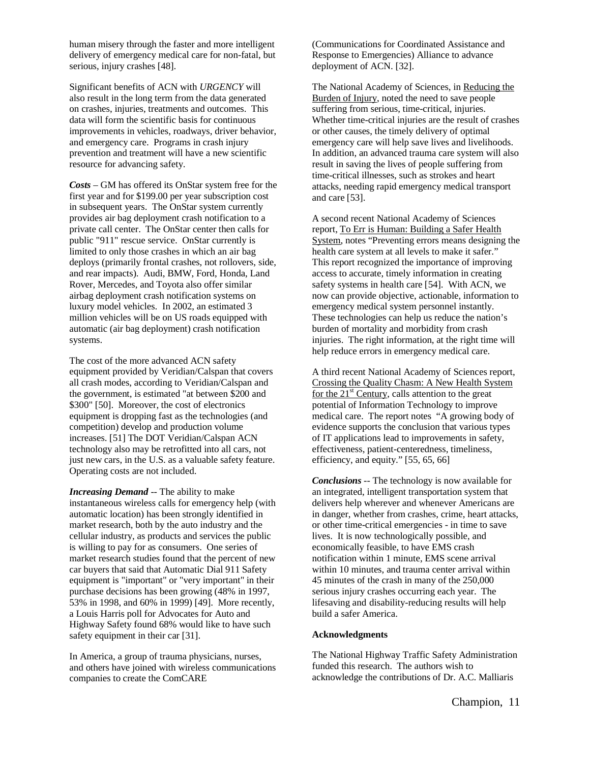human misery through the faster and more intelligent delivery of emergency medical care for non-fatal, but serious, injury crashes [48].

Significant benefits of ACN with *URGENCY* will also result in the long term from the data generated on crashes, injuries, treatments and outcomes. This data will form the scientific basis for continuous improvements in vehicles, roadways, driver behavior, and emergency care. Programs in crash injury prevention and treatment will have a new scientific resource for advancing safety.

***Costs*** – GM has offered its OnStar system free for the first year and for $199.00 per year subscription cost in subsequent years. The OnStar system currently provides air bag deployment crash notification to a private call center. The OnStar center then calls for public "911" rescue service. OnStar currently is limited to only those crashes in which an air bag deploys (primarily frontal crashes, not rollovers, side, and rear impacts). Audi, BMW, Ford, Honda, Land Rover, Mercedes, and Toyota also offer similar airbag deployment crash notification systems on luxury model vehicles. In 2002, an estimated 3 million vehicles will be on US roads equipped with automatic (air bag deployment) crash notification systems.

The cost of the more advanced ACN safety equipment provided by Veridian/Calspan that covers all crash modes, according to Veridian/Calspan and the government, is estimated "at between $200 and $300" [50]. Moreover, the cost of electronics equipment is dropping fast as the technologies (and competition) develop and production volume increases. [51] The DOT Veridian/Calspan ACN technology also may be retrofitted into all cars, not just new cars, in the U.S. as a valuable safety feature. Operating costs are not included.

***Increasing Demand*** -- The ability to make instantaneous wireless calls for emergency help (with automatic location) has been strongly identified in market research, both by the auto industry and the cellular industry, as products and services the public is willing to pay for as consumers. One series of market research studies found that the percent of new car buyers that said that Automatic Dial 911 Safety equipment is "important" or "very important" in their purchase decisions has been growing (48% in 1997, 53% in 1998, and 60% in 1999) [49]. More recently, a Louis Harris poll for Advocates for Auto and Highway Safety found 68% would like to have such safety equipment in their car [31].

In America, a group of trauma physicians, nurses, and others have joined with wireless communications companies to create the ComCARE (Communications for Coordinated Assistance and Response to Emergencies) Alliance to advance deployment of ACN. [32].

The National Academy of Sciences, in Reducing the Burden of Injury, noted the need to save people suffering from serious, time-critical, injuries. Whether time-critical injuries are the result of crashes or other causes, the timely delivery of optimal emergency care will help save lives and livelihoods. In addition, an advanced trauma care system will also result in saving the lives of people suffering from time-critical illnesses, such as strokes and heart attacks, needing rapid emergency medical transport and care [53].

A second recent National Academy of Sciences report, To Err is Human: Building a Safer Health System, notes "Preventing errors means designing the health care system at all levels to make it safer." This report recognized the importance of improving access to accurate, timely information in creating safety systems in health care [54]. With ACN, we now can provide objective, actionable, information to emergency medical system personnel instantly. These technologies can help us reduce the nation's burden of mortality and morbidity from crash injuries. The right information, at the right time will help reduce errors in emergency medical care.

A third recent National Academy of Sciences report, Crossing the Quality Chasm: A New Health System for the 21st Century, calls attention to the great potential of Information Technology to improve medical care. The report notes "A growing body of evidence supports the conclusion that various types of IT applications lead to improvements in safety, effectiveness, patient-centeredness, timeliness, efficiency, and equity." [55, 65, 66]

***Conclusions*** -- The technology is now available for an integrated, intelligent transportation system that delivers help wherever and whenever Americans are in danger, whether from crashes, crime, heart attacks, or other time-critical emergencies - in time to save lives. It is now technologically possible, and economically feasible, to have EMS crash notification within 1 minute, EMS scene arrival within 10 minutes, and trauma center arrival within 45 minutes of the crash in many of the 250,000 serious injury crashes occurring each year. The lifesaving and disability-reducing results will help build a safer America.

**Acknowledgments**

The National Highway Traffic Safety Administration funded this research. The authors wish to acknowledge the contributions of Dr. A.C. Malliaris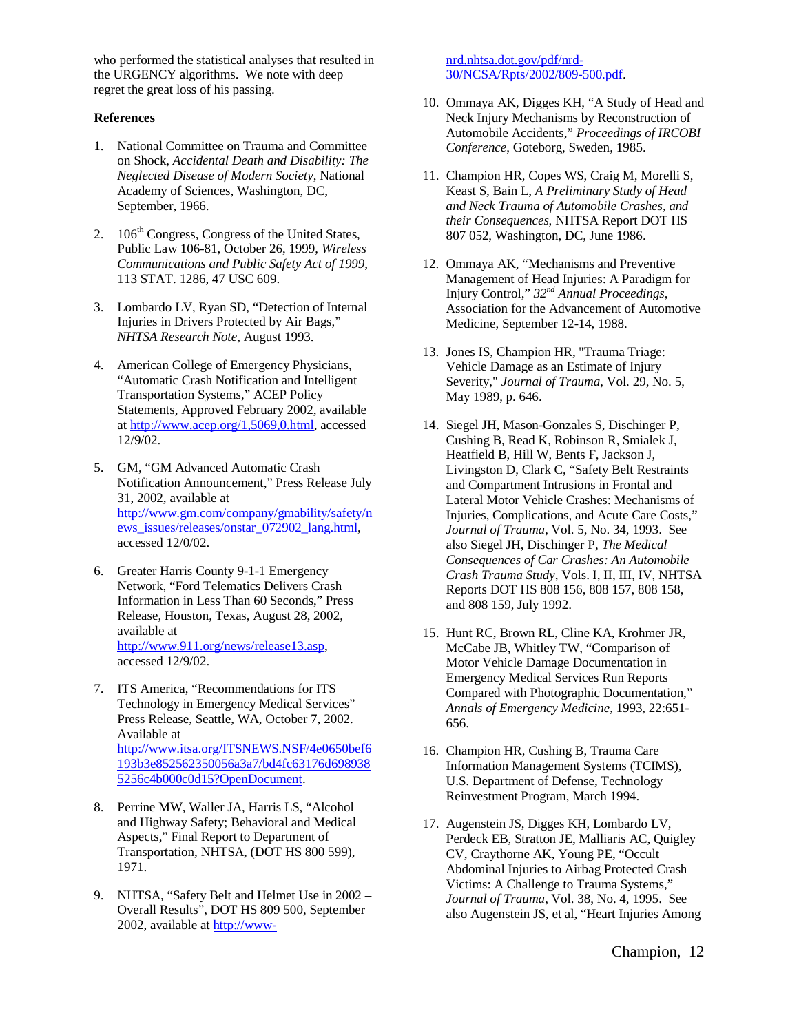who performed the statistical analyses that resulted in the URGENCY algorithms. We note with deep regret the great loss of his passing.

**References**

1. National Committee on Trauma and Committee on Shock, *Accidental Death and Disability: The Neglected Disease of Modern Society*, National Academy of Sciences, Washington, DC, September, 1966.

2. 106th Congress, Congress of the United States, Public Law 106-81, October 26, 1999, *Wireless Communications and Public Safety Act of 1999*, 113 STAT. 1286, 47 USC 609.

3. Lombardo LV, Ryan SD, "Detection of Internal Injuries in Drivers Protected by Air Bags," *NHTSA Research Note*, August 1993.

4. American College of Emergency Physicians, "Automatic Crash Notification and Intelligent Transportation Systems," ACEP Policy Statements, Approved February 2002, available at http://www.acep.org/1,5069,0.html, accessed 12/9/02.

5. GM, "GM Advanced Automatic Crash Notification Announcement," Press Release July 31, 2002, available at http://www.gm.com/company/gmability/safety/news_issues/releases/onstar_072902_lang.html, accessed 12/0/02.

6. Greater Harris County 9-1-1 Emergency Network, "Ford Telematics Delivers Crash Information in Less Than 60 Seconds," Press Release, Houston, Texas, August 28, 2002, available at http://www.911.org/news/release13.asp, accessed 12/9/02.

7. ITS America, "Recommendations for ITS Technology in Emergency Medical Services" Press Release, Seattle, WA, October 7, 2002. Available at http://www.itsa.org/ITSNEWS.NSF/4e0650bef6193b3e852562350056a3a7/bd4fc63176d6989385256c4b000c0d15?OpenDocument.

8. Perrine MW, Waller JA, Harris LS, "Alcohol and Highway Safety; Behavioral and Medical Aspects," Final Report to Department of Transportation, NHTSA, (DOT HS 800 599), 1971.

9. NHTSA, "Safety Belt and Helmet Use in 2002 – Overall Results", DOT HS 809 500, September 2002, available at http://www-nrd.nhtsa.dot.gov/pdf/nrd-30/NCSA/Rpts/2002/809-500.pdf.

10. Ommaya AK, Digges KH, "A Study of Head and Neck Injury Mechanisms by Reconstruction of Automobile Accidents," *Proceedings of IRCOBI Conference*, Goteborg, Sweden, 1985.

11. Champion HR, Copes WS, Craig M, Morelli S, Keast S, Bain L, *A Preliminary Study of Head and Neck Trauma of Automobile Crashes, and their Consequences*, NHTSA Report DOT HS 807 052, Washington, DC, June 1986.

12. Ommaya AK, "Mechanisms and Preventive Management of Head Injuries: A Paradigm for Injury Control," *32nd Annual Proceedings*, Association for the Advancement of Automotive Medicine, September 12-14, 1988.

13. Jones IS, Champion HR, "Trauma Triage: Vehicle Damage as an Estimate of Injury Severity," *Journal of Trauma*, Vol. 29, No. 5, May 1989, p. 646.

14. Siegel JH, Mason-Gonzales S, Dischinger P, Cushing B, Read K, Robinson R, Smialek J, Heatfield B, Hill W, Bents F, Jackson J, Livingston D, Clark C, "Safety Belt Restraints and Compartment Intrusions in Frontal and Lateral Motor Vehicle Crashes: Mechanisms of Injuries, Complications, and Acute Care Costs," *Journal of Trauma*, Vol. 5, No. 34, 1993. See also Siegel JH, Dischinger P, *The Medical Consequences of Car Crashes: An Automobile Crash Trauma Study*, Vols. I, II, III, IV, NHTSA Reports DOT HS 808 156, 808 157, 808 158, and 808 159, July 1992.

15. Hunt RC, Brown RL, Cline KA, Krohmer JR, McCabe JB, Whitley TW, "Comparison of Motor Vehicle Damage Documentation in Emergency Medical Services Run Reports Compared with Photographic Documentation," *Annals of Emergency Medicine*, 1993, 22:651-656.

16. Champion HR, Cushing B, Trauma Care Information Management Systems (TCIMS), U.S. Department of Defense, Technology Reinvestment Program, March 1994.

17. Augenstein JS, Digges KH, Lombardo LV, Perdeck EB, Stratton JE, Malliaris AC, Quigley CV, Craythorne AK, Young PE, "Occult Abdominal Injuries to Airbag Protected Crash Victims: A Challenge to Trauma Systems," *Journal of Trauma*, Vol. 38, No. 4, 1995. See also Augenstein JS, et al, "Heart Injuries Among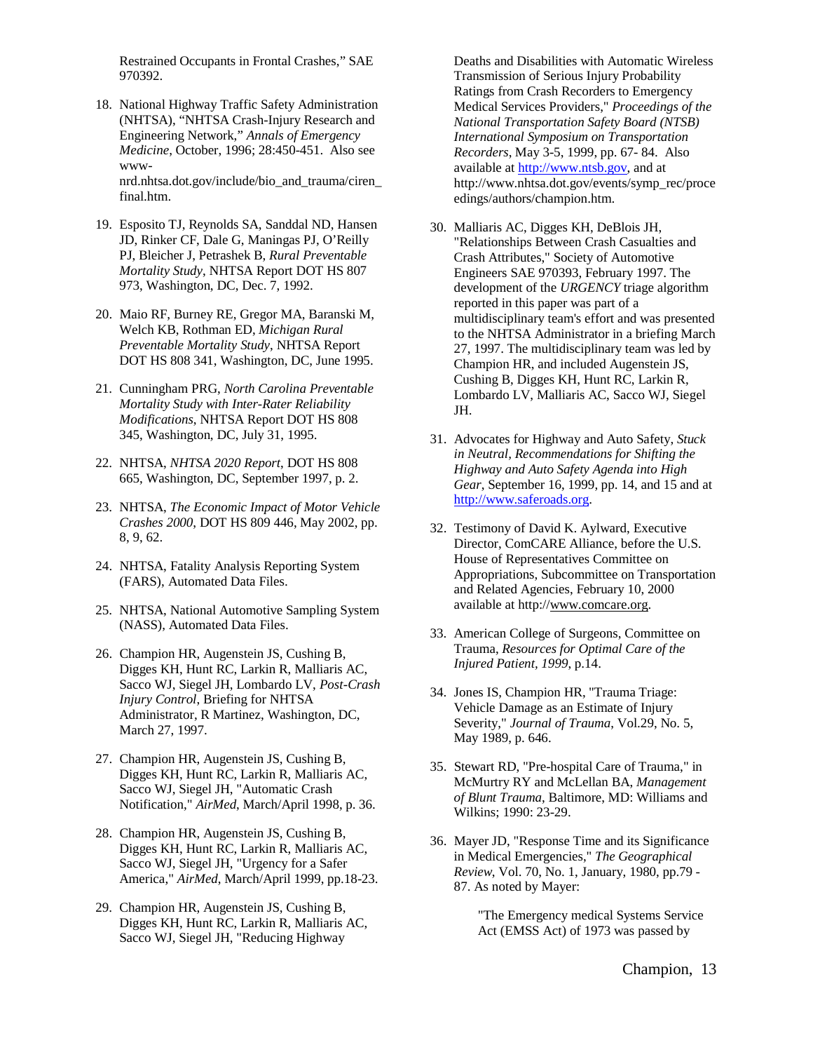Restrained Occupants in Frontal Crashes," SAE 970392.

18. National Highway Traffic Safety Administration (NHTSA), "NHTSA Crash-Injury Research and Engineering Network," *Annals of Emergency Medicine*, October, 1996; 28:450-451. Also see www-nrd.nhtsa.dot.gov/include/bio_and_trauma/ciren_final.htm.

19. Esposito TJ, Reynolds SA, Sanddal ND, Hansen JD, Rinker CF, Dale G, Maningas PJ, O'Reilly PJ, Bleicher J, Petrashek B, *Rural Preventable Mortality Study*, NHTSA Report DOT HS 807 973, Washington, DC, Dec. 7, 1992.

20. Maio RF, Burney RE, Gregor MA, Baranski M, Welch KB, Rothman ED, *Michigan Rural Preventable Mortality Study*, NHTSA Report DOT HS 808 341, Washington, DC, June 1995.

21. Cunningham PRG, *North Carolina Preventable Mortality Study with Inter-Rater Reliability Modifications*, NHTSA Report DOT HS 808 345, Washington, DC, July 31, 1995.

22. NHTSA, *NHTSA 2020 Report*, DOT HS 808 665, Washington, DC, September 1997, p. 2.

23. NHTSA, *The Economic Impact of Motor Vehicle Crashes 2000*, DOT HS 809 446, May 2002, pp. 8, 9, 62.

24. NHTSA, Fatality Analysis Reporting System (FARS), Automated Data Files.

25. NHTSA, National Automotive Sampling System (NASS), Automated Data Files.

26. Champion HR, Augenstein JS, Cushing B, Digges KH, Hunt RC, Larkin R, Malliaris AC, Sacco WJ, Siegel JH, Lombardo LV, *Post-Crash Injury Control*, Briefing for NHTSA Administrator, R Martinez, Washington, DC, March 27, 1997.

27. Champion HR, Augenstein JS, Cushing B, Digges KH, Hunt RC, Larkin R, Malliaris AC, Sacco WJ, Siegel JH, "Automatic Crash Notification," *AirMed*, March/April 1998, p. 36.

28. Champion HR, Augenstein JS, Cushing B, Digges KH, Hunt RC, Larkin R, Malliaris AC, Sacco WJ, Siegel JH, "Urgency for a Safer America," *AirMed*, March/April 1999, pp.18-23.

29. Champion HR, Augenstein JS, Cushing B, Digges KH, Hunt RC, Larkin R, Malliaris AC, Sacco WJ, Siegel JH, "Reducing Highway Deaths and Disabilities with Automatic Wireless Transmission of Serious Injury Probability Ratings from Crash Recorders to Emergency Medical Services Providers," *Proceedings of the National Transportation Safety Board (NTSB) International Symposium on Transportation Recorders*, May 3-5, 1999, pp. 67- 84. Also available at http://www.ntsb.gov, and at http://www.nhtsa.dot.gov/events/symp_rec/proceedings/authors/champion.htm.

30. Malliaris AC, Digges KH, DeBlois JH, "Relationships Between Crash Casualties and Crash Attributes," Society of Automotive Engineers SAE 970393, February 1997. The development of the *URGENCY* triage algorithm reported in this paper was part of a multidisciplinary team's effort and was presented to the NHTSA Administrator in a briefing March 27, 1997. The multidisciplinary team was led by Champion HR, and included Augenstein JS, Cushing B, Digges KH, Hunt RC, Larkin R, Lombardo LV, Malliaris AC, Sacco WJ, Siegel JH.

31. Advocates for Highway and Auto Safety, *Stuck in Neutral, Recommendations for Shifting the Highway and Auto Safety Agenda into High Gear*, September 16, 1999, pp. 14, and 15 and at http://www.saferoads.org.

32. Testimony of David K. Aylward, Executive Director, ComCARE Alliance, before the U.S. House of Representatives Committee on Appropriations, Subcommittee on Transportation and Related Agencies, February 10, 2000 available at http://www.comcare.org.

33. American College of Surgeons, Committee on Trauma, *Resources for Optimal Care of the Injured Patient, 1999*, p.14.

34. Jones IS, Champion HR, "Trauma Triage: Vehicle Damage as an Estimate of Injury Severity," *Journal of Trauma*, Vol.29, No. 5, May 1989, p. 646.

35. Stewart RD, "Pre-hospital Care of Trauma," in McMurtry RY and McLellan BA, *Management of Blunt Trauma*, Baltimore, MD: Williams and Wilkins; 1990: 23-29.

36. Mayer JD, "Response Time and its Significance in Medical Emergencies," *The Geographical Review*, Vol. 70, No. 1, January, 1980, pp.79 - 87. As noted by Mayer:

    "The Emergency medical Systems Service Act (EMSS Act) of 1973 was passed by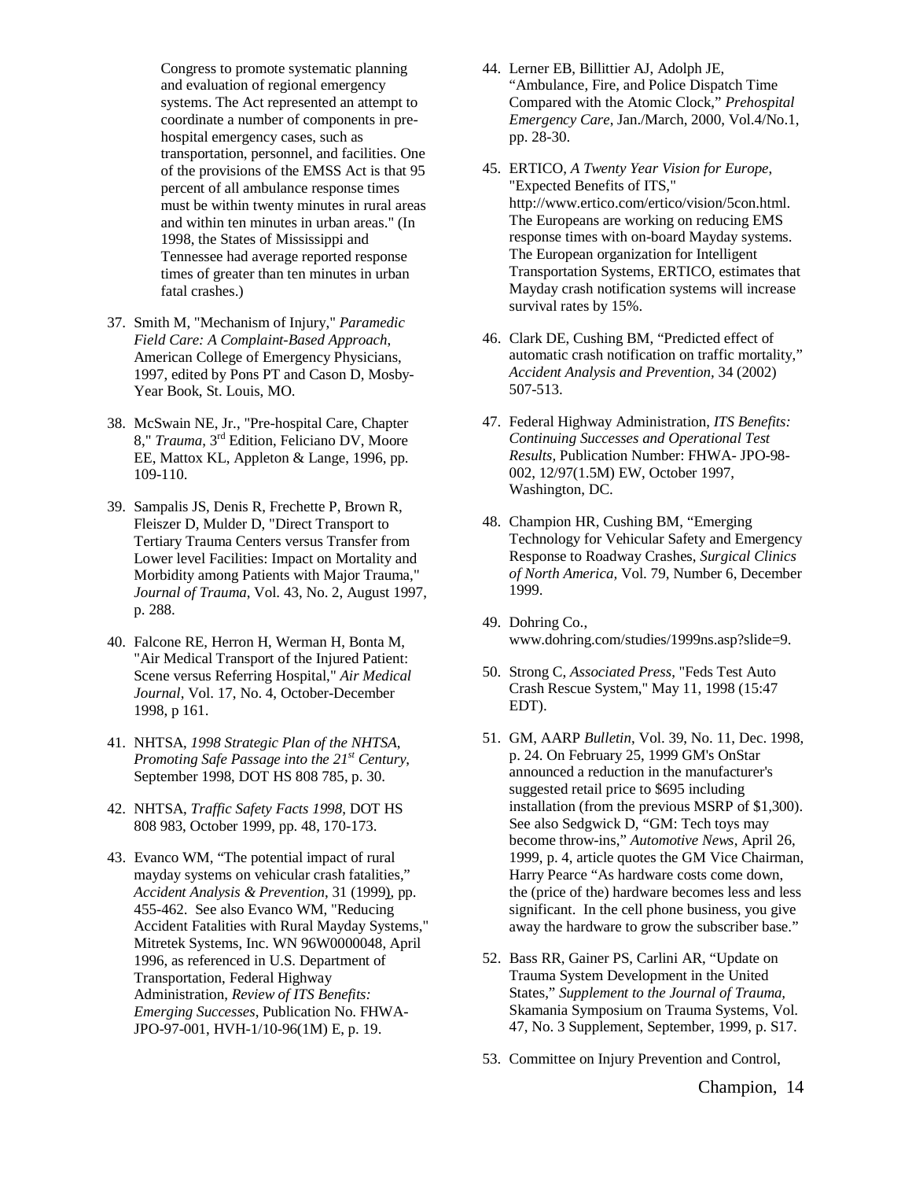Congress to promote systematic planning and evaluation of regional emergency systems. The Act represented an attempt to coordinate a number of components in pre-hospital emergency cases, such as transportation, personnel, and facilities. One of the provisions of the EMSS Act is that 95 percent of all ambulance response times must be within twenty minutes in rural areas and within ten minutes in urban areas." (In 1998, the States of Mississippi and Tennessee had average reported response times of greater than ten minutes in urban fatal crashes.)

37. Smith M, "Mechanism of Injury," *Paramedic Field Care: A Complaint-Based Approach*, American College of Emergency Physicians, 1997, edited by Pons PT and Cason D, Mosby-Year Book, St. Louis, MO.

38. McSwain NE, Jr., "Pre-hospital Care, Chapter 8," *Trauma*, 3rd Edition, Feliciano DV, Moore EE, Mattox KL, Appleton & Lange, 1996, pp. 109-110.

39. Sampalis JS, Denis R, Frechette P, Brown R, Fleiszer D, Mulder D, "Direct Transport to Tertiary Trauma Centers versus Transfer from Lower level Facilities: Impact on Mortality and Morbidity among Patients with Major Trauma," *Journal of Trauma*, Vol. 43, No. 2, August 1997, p. 288.

40. Falcone RE, Herron H, Werman H, Bonta M, "Air Medical Transport of the Injured Patient: Scene versus Referring Hospital," *Air Medical Journal*, Vol. 17, No. 4, October-December 1998, p 161.

41. NHTSA, *1998 Strategic Plan of the NHTSA, Promoting Safe Passage into the 21st Century*, September 1998, DOT HS 808 785, p. 30.

42. NHTSA, *Traffic Safety Facts 1998*, DOT HS 808 983, October 1999, pp. 48, 170-173.

43. Evanco WM, "The potential impact of rural mayday systems on vehicular crash fatalities," *Accident Analysis & Prevention*, 31 (1999), pp. 455-462. See also Evanco WM, "Reducing Accident Fatalities with Rural Mayday Systems," Mitretek Systems, Inc. WN 96W0000048, April 1996, as referenced in U.S. Department of Transportation, Federal Highway Administration, *Review of ITS Benefits: Emerging Successes*, Publication No. FHWA-JPO-97-001, HVH-1/10-96(1M) E, p. 19.

44. Lerner EB, Billittier AJ, Adolph JE, "Ambulance, Fire, and Police Dispatch Time Compared with the Atomic Clock," *Prehospital Emergency Care*, Jan./March, 2000, Vol.4/No.1, pp. 28-30.

45. ERTICO, *A Twenty Year Vision for Europe*, "Expected Benefits of ITS," http://www.ertico.com/ertico/vision/5con.html. The Europeans are working on reducing EMS response times with on-board Mayday systems. The European organization for Intelligent Transportation Systems, ERTICO, estimates that Mayday crash notification systems will increase survival rates by 15%.

46. Clark DE, Cushing BM, "Predicted effect of automatic crash notification on traffic mortality," *Accident Analysis and Prevention*, 34 (2002) 507-513.

47. Federal Highway Administration, *ITS Benefits: Continuing Successes and Operational Test Results*, Publication Number: FHWA- JPO-98-002, 12/97(1.5M) EW, October 1997, Washington, DC.

48. Champion HR, Cushing BM, "Emerging Technology for Vehicular Safety and Emergency Response to Roadway Crashes, *Surgical Clinics of North America*, Vol. 79, Number 6, December 1999.

49. Dohring Co., www.dohring.com/studies/1999ns.asp?slide=9.

50. Strong C, *Associated Press*, "Feds Test Auto Crash Rescue System," May 11, 1998 (15:47 EDT).

51. GM, AARP *Bulletin*, Vol. 39, No. 11, Dec. 1998, p. 24. On February 25, 1999 GM's OnStar announced a reduction in the manufacturer's suggested retail price to $695 including installation (from the previous MSRP of $1,300). See also Sedgwick D, "GM: Tech toys may become throw-ins," *Automotive News*, April 26, 1999, p. 4, article quotes the GM Vice Chairman, Harry Pearce "As hardware costs come down, the (price of the) hardware becomes less and less significant. In the cell phone business, you give away the hardware to grow the subscriber base."

52. Bass RR, Gainer PS, Carlini AR, "Update on Trauma System Development in the United States," *Supplement to the Journal of Trauma*, Skamania Symposium on Trauma Systems, Vol. 47, No. 3 Supplement, September, 1999, p. S17.

53. Committee on Injury Prevention and Control,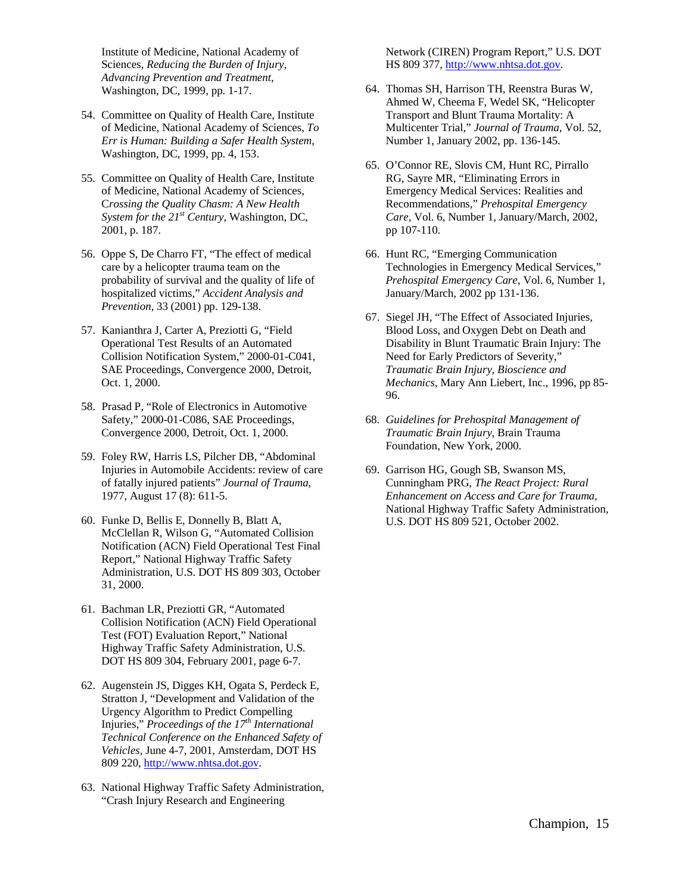Institute of Medicine, National Academy of Sciences, *Reducing the Burden of Injury, Advancing Prevention and Treatment*, Washington, DC, 1999, pp. 1-17.

54. Committee on Quality of Health Care, Institute of Medicine, National Academy of Sciences, *To Err is Human: Building a Safer Health System*, Washington, DC, 1999, pp. 4, 153.

55. Committee on Quality of Health Care, Institute of Medicine, National Academy of Sciences, *Crossing the Quality Chasm: A New Health System for the 21st Century*, Washington, DC, 2001, p. 187.

56. Oppe S, De Charro FT, "The effect of medical care by a helicopter trauma team on the probability of survival and the quality of life of hospitalized victims," *Accident Analysis and Prevention,* 33 (2001) pp. 129-138.

57. Kanianthra J, Carter A, Preziotti G, "Field Operational Test Results of an Automated Collision Notification System," 2000-01-C041, SAE Proceedings, Convergence 2000, Detroit, Oct. 1, 2000.

58. Prasad P, "Role of Electronics in Automotive Safety," 2000-01-C086, SAE Proceedings, Convergence 2000, Detroit, Oct. 1, 2000.

59. Foley RW, Harris LS, Pilcher DB, "Abdominal Injuries in Automobile Accidents: review of care of fatally injured patients" *Journal of Trauma,* 1977, August 17 (8): 611-5.

60. Funke D, Bellis E, Donnelly B, Blatt A, McClellan R, Wilson G, "Automated Collision Notification (ACN) Field Operational Test Final Report," National Highway Traffic Safety Administration, U.S. DOT HS 809 303, October 31, 2000.

61. Bachman LR, Preziotti GR, "Automated Collision Notification (ACN) Field Operational Test (FOT) Evaluation Report," National Highway Traffic Safety Administration, U.S. DOT HS 809 304, February 2001, page 6-7.

62. Augenstein JS, Digges KH, Ogata S, Perdeck E, Stratton J, "Development and Validation of the Urgency Algorithm to Predict Compelling Injuries," *Proceedings of the 17th International Technical Conference on the Enhanced Safety of Vehicles*, June 4-7, 2001, Amsterdam, DOT HS 809 220, http://www.nhtsa.dot.gov.

63. National Highway Traffic Safety Administration, "Crash Injury Research and Engineering Network (CIREN) Program Report," U.S. DOT HS 809 377, http://www.nhtsa.dot.gov.

64. Thomas SH, Harrison TH, Reenstra Buras W, Ahmed W, Cheema F, Wedel SK, "Helicopter Transport and Blunt Trauma Mortality: A Multicenter Trial," *Journal of Trauma*, Vol. 52, Number 1, January 2002, pp. 136-145.

65. O'Connor RE, Slovis CM, Hunt RC, Pirrallo RG, Sayre MR, "Eliminating Errors in Emergency Medical Services: Realities and Recommendations," *Prehospital Emergency Care,* Vol. 6, Number 1, January/March, 2002, pp 107-110.

66. Hunt RC, "Emerging Communication Technologies in Emergency Medical Services," *Prehospital Emergency Care,* Vol. 6, Number 1, January/March, 2002 pp 131-136.

67. Siegel JH, "The Effect of Associated Injuries, Blood Loss, and Oxygen Debt on Death and Disability in Blunt Traumatic Brain Injury: The Need for Early Predictors of Severity," *Traumatic Brain Injury, Bioscience and Mechanics,* Mary Ann Liebert, Inc., 1996, pp 85-96.

68. *Guidelines for Prehospital Management of Traumatic Brain Injury,* Brain Trauma Foundation, New York, 2000.

69. Garrison HG, Gough SB, Swanson MS, Cunningham PRG, *The React Project: Rural Enhancement on Access and Care for Trauma,* National Highway Traffic Safety Administration, U.S. DOT HS 809 521, October 2002.